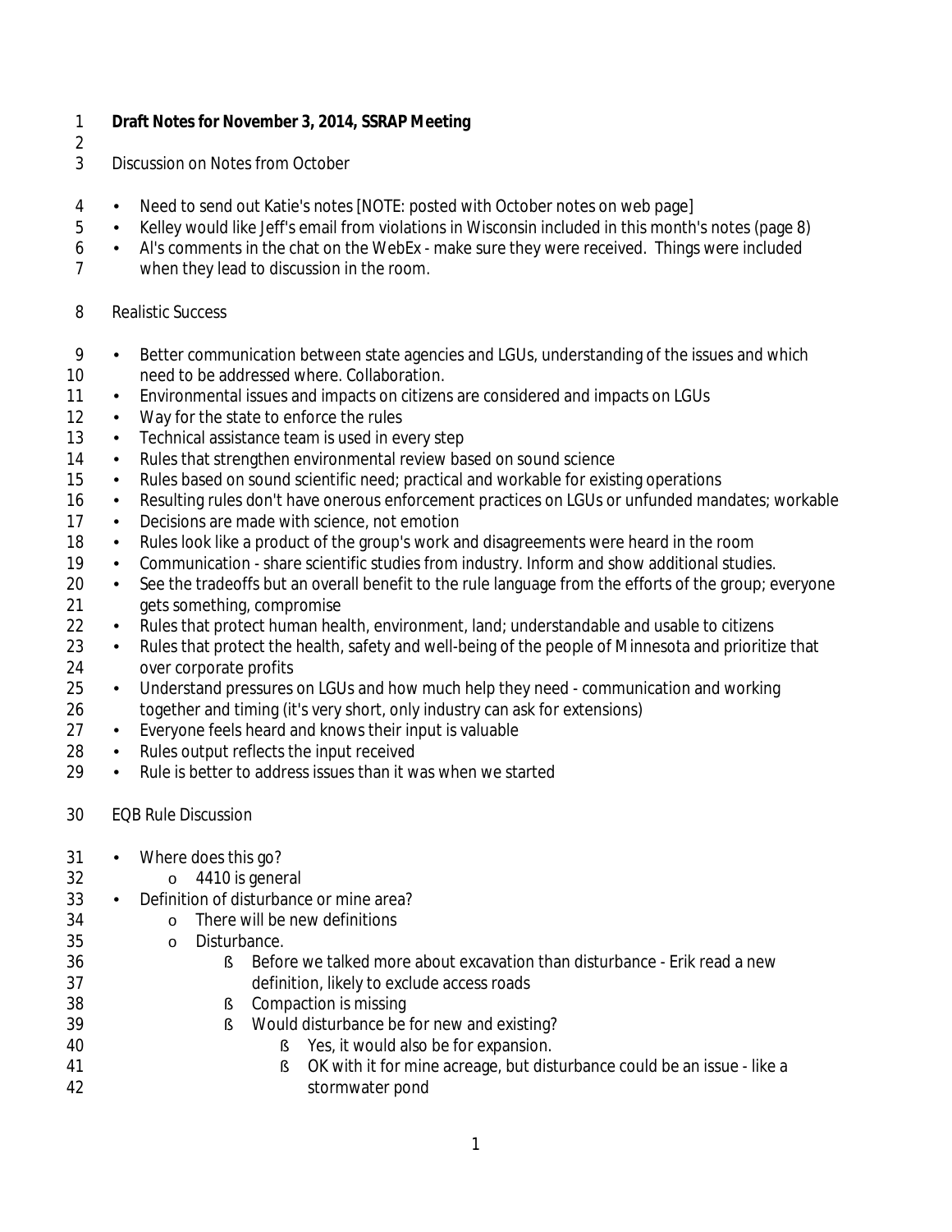**Draft Notes for November 3, 2014, SSRAP Meeting**

Discussion on Notes from October

- Need to send out Katie's notes [NOTE: posted with October notes on web page]
- Kelley would like Jeff's email from violations in Wisconsin included in this month's notes (page 8)
- Al's comments in the chat on the WebEx - make sure they were received. Things were included when they lead to discussion in the room.

Realistic Success

- Better communication between state agencies and LGUs, understanding of the issues and which need to be addressed where. Collaboration.
- Environmental issues and impacts on citizens are considered and impacts on LGUs
- Way for the state to enforce the rules
- Technical assistance team is used in every step
- Rules that strengthen environmental review based on sound science
- Rules based on sound scientific need; practical and workable for existing operations
- Resulting rules don't have onerous enforcement practices on LGUs or unfunded mandates; workable
- Decisions are made with science, not emotion
- Rules look like a product of the group's work and disagreements were heard in the room
- Communication - share scientific studies from industry. Inform and show additional studies.
- See the tradeoffs but an overall benefit to the rule language from the efforts of the group; everyone gets something, compromise
- Rules that protect human health, environment, land; understandable and usable to citizens
- Rules that protect the health, safety and well-being of the people of Minnesota and prioritize that over corporate profits
- Understand pressures on LGUs and how much help they need - communication and working together and timing (it's very short, only industry can ask for extensions)
- Everyone feels heard and knows their input is valuable
- Rules output reflects the input received
- Rule is better to address issues than it was when we started

EQB Rule Discussion

- Where does this go?
  - 4410 is general
- Definition of disturbance or mine area?
  - There will be new definitions
  - Disturbance.
    - Before we talked more about excavation than disturbance - Erik read a new definition, likely to exclude access roads
    - Compaction is missing
    - Would disturbance be for new and existing?
      - Yes, it would also be for expansion.
      - OK with it for mine acreage, but disturbance could be an issue - like a stormwater pond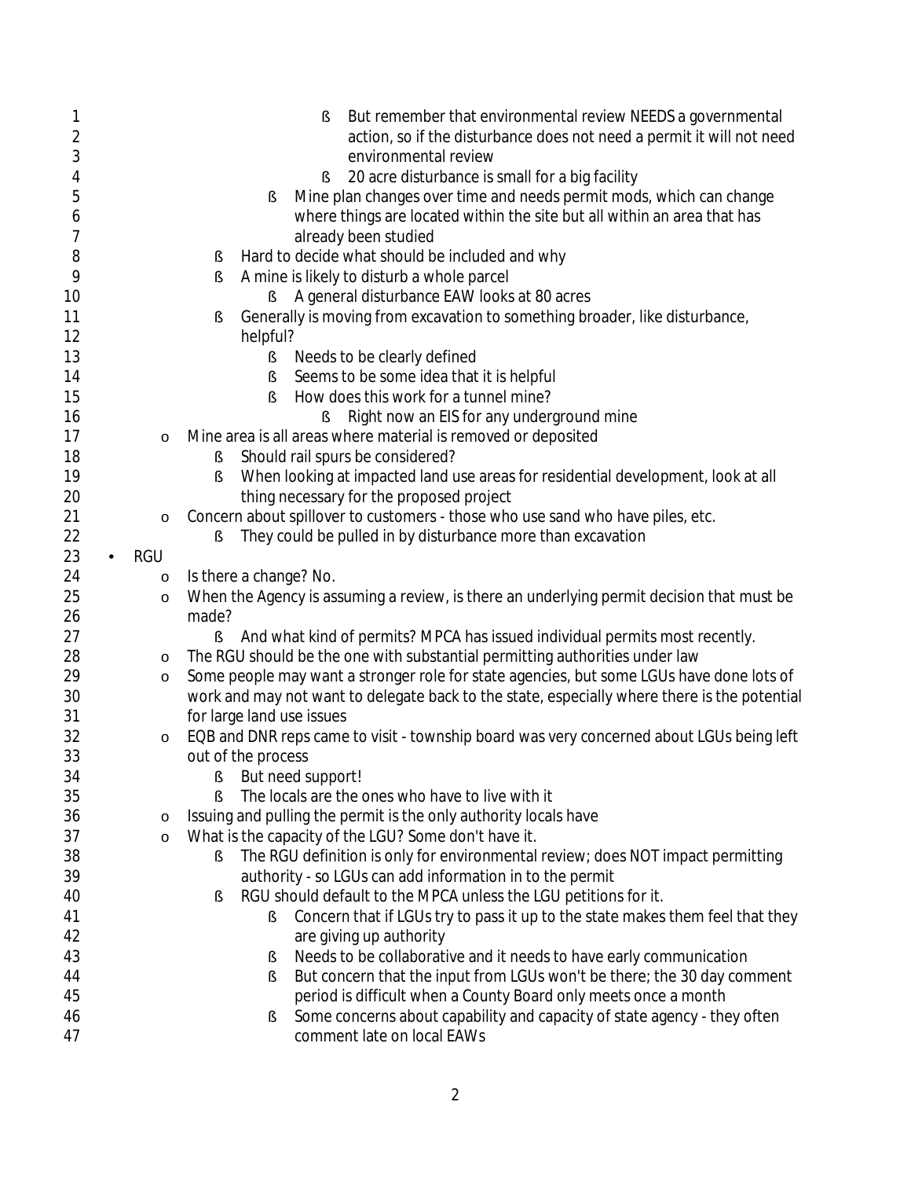- But remember that environmental review NEEDS a governmental action, so if the disturbance does not need a permit it will not need environmental review
            - 20 acre disturbance is small for a big facility
        - Mine plan changes over time and needs permit mods, which can change where things are located within the site but all within an area that has already been studied
    - Hard to decide what should be included and why
    - A mine is likely to disturb a whole parcel
        - A general disturbance EAW looks at 80 acres
    - Generally is moving from excavation to something broader, like disturbance, helpful?
        - Needs to be clearly defined
        - Seems to be some idea that it is helpful
        - How does this work for a tunnel mine?
            - Right now an EIS for any underground mine
  - Mine area is all areas where material is removed or deposited
    - Should rail spurs be considered?
    - When looking at impacted land use areas for residential development, look at all thing necessary for the proposed project
  - Concern about spillover to customers - those who use sand who have piles, etc.
    - They could be pulled in by disturbance more than excavation
- RGU
  - Is there a change? No.
  - When the Agency is assuming a review, is there an underlying permit decision that must be made?
    - And what kind of permits? MPCA has issued individual permits most recently.
  - The RGU should be the one with substantial permitting authorities under law
  - Some people may want a stronger role for state agencies, but some LGUs have done lots of work and may not want to delegate back to the state, especially where there is the potential for large land use issues
  - EQB and DNR reps came to visit - township board was very concerned about LGUs being left out of the process
    - But need support!
    - The locals are the ones who have to live with it
  - Issuing and pulling the permit is the only authority locals have
  - What is the capacity of the LGU? Some don't have it.
    - The RGU definition is only for environmental review; does NOT impact permitting authority - so LGUs can add information in to the permit
    - RGU should default to the MPCA unless the LGU petitions for it.
        - Concern that if LGUs try to pass it up to the state makes them feel that they are giving up authority
        - Needs to be collaborative and it needs to have early communication
        - But concern that the input from LGUs won't be there; the 30 day comment period is difficult when a County Board only meets once a month
        - Some concerns about capability and capacity of state agency - they often comment late on local EAWs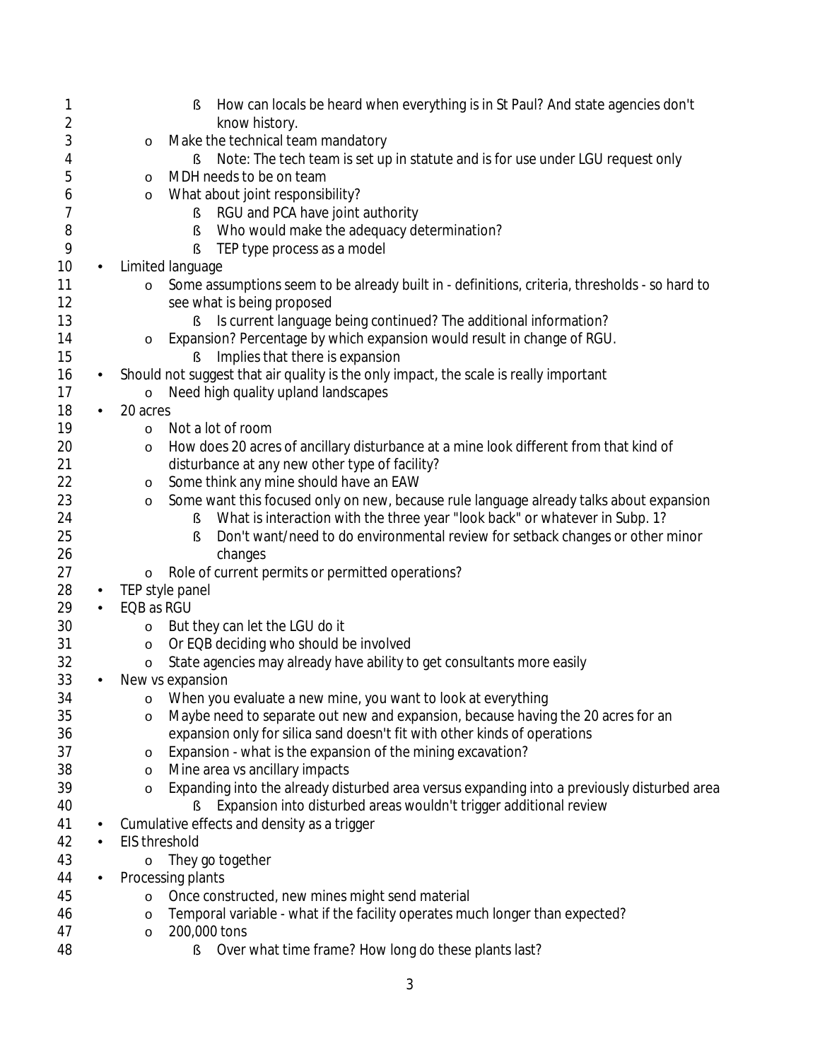- How can locals be heard when everything is in St Paul? And state agencies don't know history.
  - Make the technical team mandatory
    - Note: The tech team is set up in statute and is for use under LGU request only
  - MDH needs to be on team
  - What about joint responsibility?
    - RGU and PCA have joint authority
    - Who would make the adequacy determination?
    - TEP type process as a model
- Limited language
  - Some assumptions seem to be already built in - definitions, criteria, thresholds - so hard to see what is being proposed
    - Is current language being continued? The additional information?
  - Expansion? Percentage by which expansion would result in change of RGU.
    - Implies that there is expansion
- Should not suggest that air quality is the only impact, the scale is really important
  - Need high quality upland landscapes
- 20 acres
  - Not a lot of room
  - How does 20 acres of ancillary disturbance at a mine look different from that kind of disturbance at any new other type of facility?
  - Some think any mine should have an EAW
  - Some want this focused only on new, because rule language already talks about expansion
    - What is interaction with the three year "look back" or whatever in Subp. 1?
    - Don't want/need to do environmental review for setback changes or other minor changes
  - Role of current permits or permitted operations?
- TEP style panel
- EQB as RGU
  - But they can let the LGU do it
  - Or EQB deciding who should be involved
  - State agencies may already have ability to get consultants more easily
- New vs expansion
  - When you evaluate a new mine, you want to look at everything
  - Maybe need to separate out new and expansion, because having the 20 acres for an expansion only for silica sand doesn't fit with other kinds of operations
  - Expansion - what is the expansion of the mining excavation?
  - Mine area vs ancillary impacts
  - Expanding into the already disturbed area versus expanding into a previously disturbed area
    - Expansion into disturbed areas wouldn't trigger additional review
- Cumulative effects and density as a trigger
- EIS threshold
  - They go together
- Processing plants
  - Once constructed, new mines might send material
  - Temporal variable - what if the facility operates much longer than expected?
  - 200,000 tons
    - Over what time frame? How long do these plants last?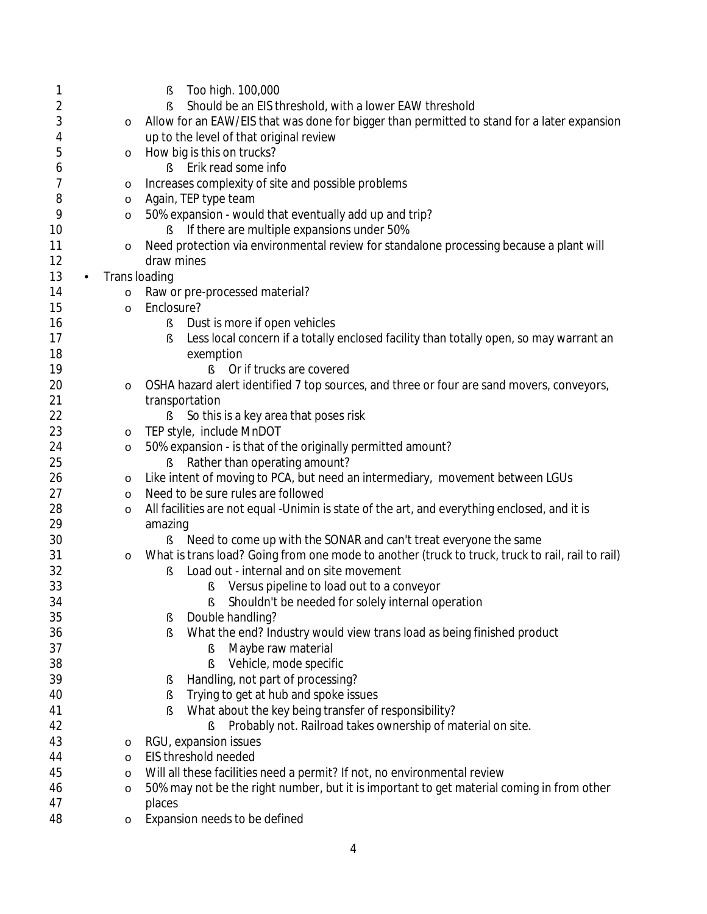- Too high. 100,000
- Should be an EIS threshold, with a lower EAW threshold

- Allow for an EAW/EIS that was done for bigger than permitted to stand for a later expansion up to the level of that original review
- How big is this on trucks?
  - Erik read some info
- Increases complexity of site and possible problems
- Again, TEP type team
- 50% expansion - would that eventually add up and trip?
  - If there are multiple expansions under 50%
- Need protection via environmental review for standalone processing because a plant will draw mines

- Trans loading
  - Raw or pre-processed material?
  - Enclosure?
    - Dust is more if open vehicles
    - Less local concern if a totally enclosed facility than totally open, so may warrant an exemption
      - Or if trucks are covered
  - OSHA hazard alert identified 7 top sources, and three or four are sand movers, conveyors, transportation
    - So this is a key area that poses risk
  - TEP style, include MnDOT
  - 50% expansion - is that of the originally permitted amount?
    - Rather than operating amount?
  - Like intent of moving to PCA, but need an intermediary, movement between LGUs
  - Need to be sure rules are followed
  - All facilities are not equal -Unimin is state of the art, and everything enclosed, and it is amazing
    - Need to come up with the SONAR and can't treat everyone the same
  - What is trans load? Going from one mode to another (truck to truck, truck to rail, rail to rail)
    - Load out - internal and on site movement
      - Versus pipeline to load out to a conveyor
      - Shouldn't be needed for solely internal operation
    - Double handling?
    - What the end? Industry would view trans load as being finished product
      - Maybe raw material
      - Vehicle, mode specific
    - Handling, not part of processing?
    - Trying to get at hub and spoke issues
    - What about the key being transfer of responsibility?
      - Probably not. Railroad takes ownership of material on site.
  - RGU, expansion issues
  - EIS threshold needed
  - Will all these facilities need a permit? If not, no environmental review
  - 50% may not be the right number, but it is important to get material coming in from other places
  - Expansion needs to be defined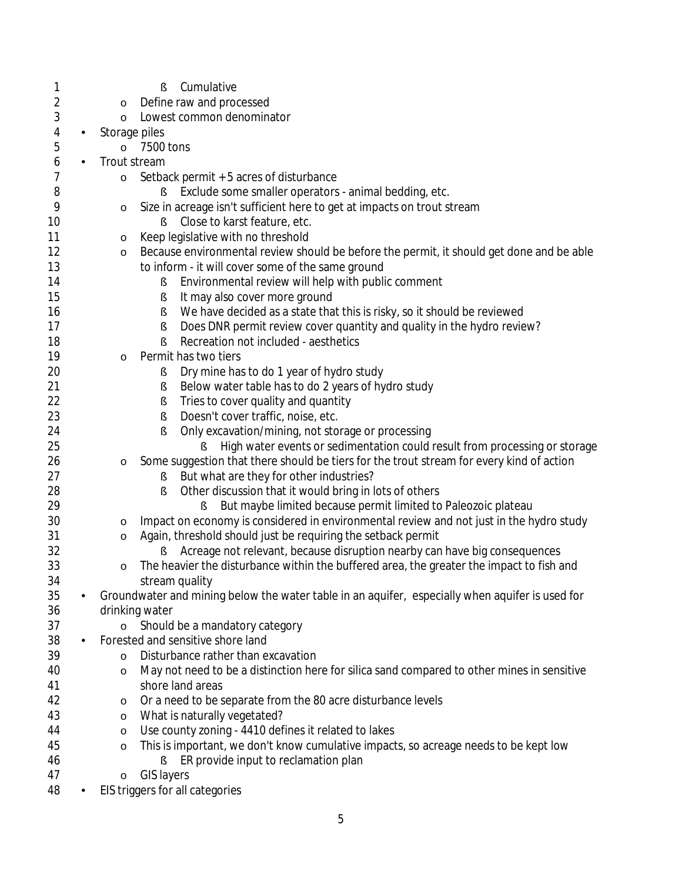- Cumulative
  - Define raw and processed
  - Lowest common denominator
- Storage piles
  - 7500 tons
- Trout stream
  - Setback permit + 5 acres of disturbance
    - Exclude some smaller operators - animal bedding, etc.
  - Size in acreage isn't sufficient here to get at impacts on trout stream
    - Close to karst feature, etc.
  - Keep legislative with no threshold
  - Because environmental review should be before the permit, it should get done and be able to inform - it will cover some of the same ground
    - Environmental review will help with public comment
    - It may also cover more ground
    - We have decided as a state that this is risky, so it should be reviewed
    - Does DNR permit review cover quantity and quality in the hydro review?
    - Recreation not included - aesthetics
  - Permit has two tiers
    - Dry mine has to do 1 year of hydro study
    - Below water table has to do 2 years of hydro study
    - Tries to cover quality and quantity
    - Doesn't cover traffic, noise, etc.
    - Only excavation/mining, not storage or processing
      - High water events or sedimentation could result from processing or storage
  - Some suggestion that there should be tiers for the trout stream for every kind of action
    - But what are they for other industries?
    - Other discussion that it would bring in lots of others
      - But maybe limited because permit limited to Paleozoic plateau
  - Impact on economy is considered in environmental review and not just in the hydro study
  - Again, threshold should just be requiring the setback permit
    - Acreage not relevant, because disruption nearby can have big consequences
  - The heavier the disturbance within the buffered area, the greater the impact to fish and stream quality
- Groundwater and mining below the water table in an aquifer, especially when aquifer is used for drinking water
  - Should be a mandatory category
- Forested and sensitive shore land
  - Disturbance rather than excavation
  - May not need to be a distinction here for silica sand compared to other mines in sensitive shore land areas
  - Or a need to be separate from the 80 acre disturbance levels
  - What is naturally vegetated?
  - Use county zoning - 4410 defines it related to lakes
  - This is important, we don't know cumulative impacts, so acreage needs to be kept low
    - ER provide input to reclamation plan
  - GIS layers
- EIS triggers for all categories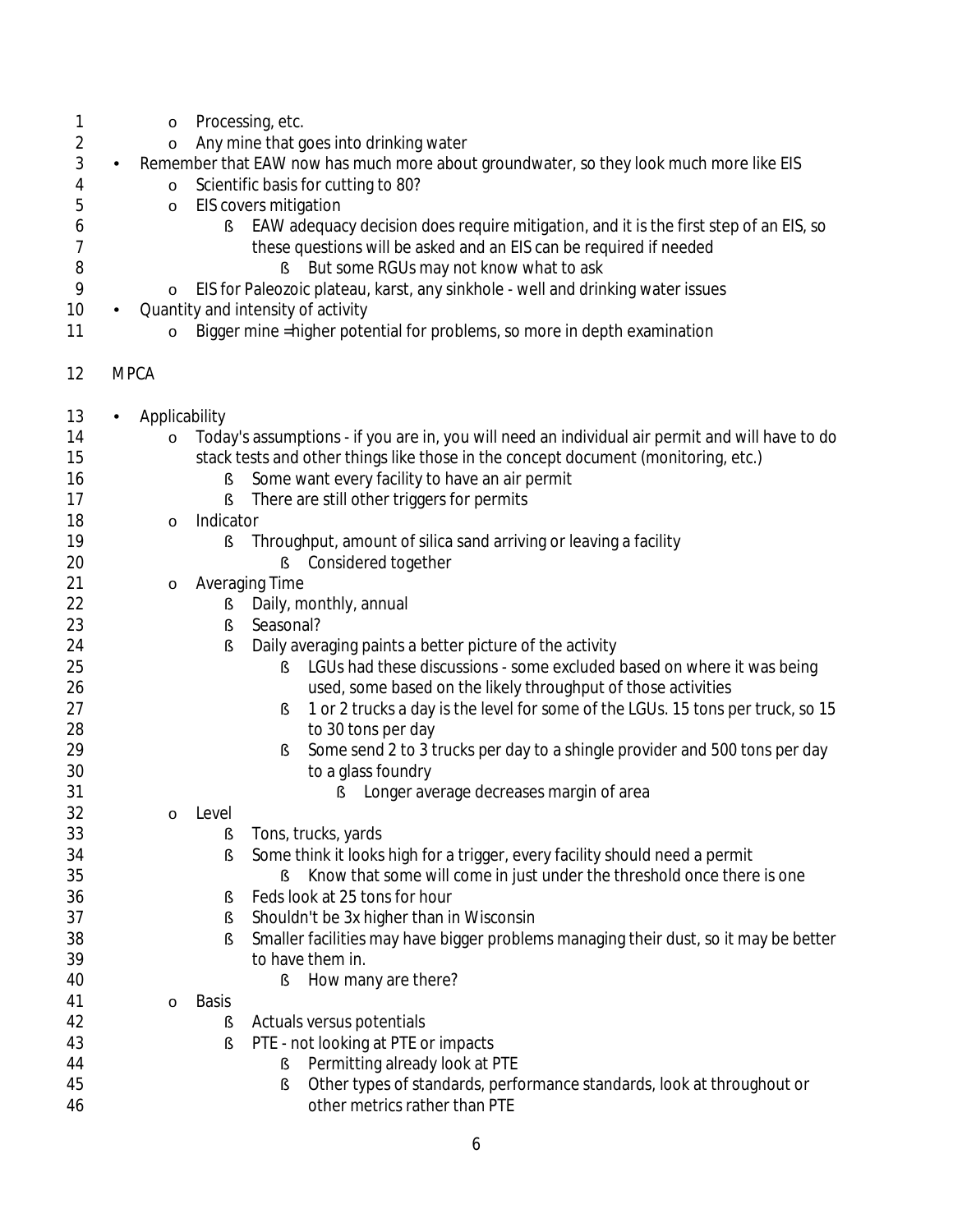- Processing, etc.
- Any mine that goes into drinking water
- Remember that EAW now has much more about groundwater, so they look much more like EIS
  - Scientific basis for cutting to 80?
  - EIS covers mitigation
    - EAW adequacy decision does require mitigation, and it is the first step of an EIS, so these questions will be asked and an EIS can be required if needed
      - But some RGUs may not know what to ask
  - EIS for Paleozoic plateau, karst, any sinkhole - well and drinking water issues
- Quantity and intensity of activity
  - Bigger mine =higher potential for problems, so more in depth examination

MPCA

- Applicability
  - Today's assumptions - if you are in, you will need an individual air permit and will have to do stack tests and other things like those in the concept document (monitoring, etc.)
    - Some want every facility to have an air permit
    - There are still other triggers for permits
  - Indicator
    - Throughput, amount of silica sand arriving or leaving a facility
      - Considered together
  - Averaging Time
    - Daily, monthly, annual
    - Seasonal?
    - Daily averaging paints a better picture of the activity
      - LGUs had these discussions - some excluded based on where it was being used, some based on the likely throughput of those activities
      - 1 or 2 trucks a day is the level for some of the LGUs. 15 tons per truck, so 15 to 30 tons per day
      - Some send 2 to 3 trucks per day to a shingle provider and 500 tons per day to a glass foundry
        - Longer average decreases margin of area
  - Level
    - Tons, trucks, yards
    - Some think it looks high for a trigger, every facility should need a permit
      - Know that some will come in just under the threshold once there is one
    - Feds look at 25 tons for hour
    - Shouldn't be 3x higher than in Wisconsin
    - Smaller facilities may have bigger problems managing their dust, so it may be better to have them in.
      - How many are there?
  - Basis
    - Actuals versus potentials
    - PTE - not looking at PTE or impacts
      - Permitting already look at PTE
      - Other types of standards, performance standards, look at throughout or other metrics rather than PTE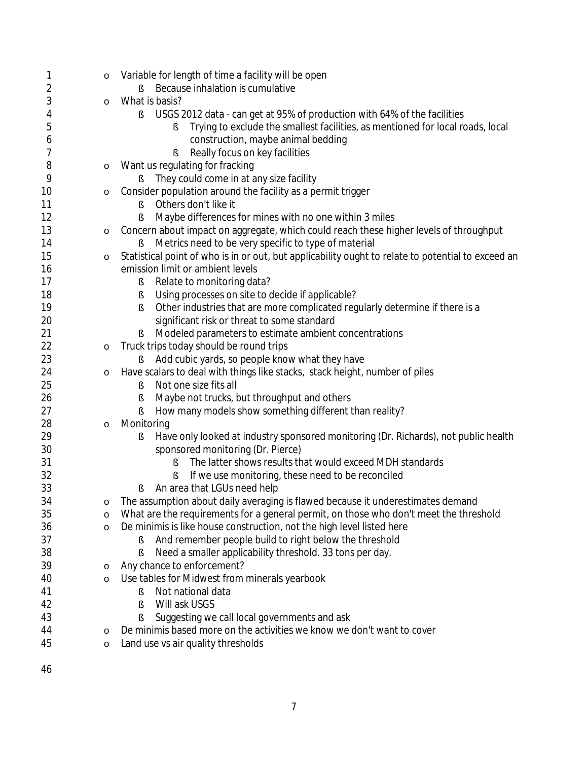- Variable for length of time a facility will be open
  - Because inhalation is cumulative
- What is basis?
  - USGS 2012 data - can get at 95% of production with 64% of the facilities
    - Trying to exclude the smallest facilities, as mentioned for local roads, local construction, maybe animal bedding
    - Really focus on key facilities
- Want us regulating for fracking
  - They could come in at any size facility
- Consider population around the facility as a permit trigger
  - Others don't like it
  - Maybe differences for mines with no one within 3 miles
- Concern about impact on aggregate, which could reach these higher levels of throughput
  - Metrics need to be very specific to type of material
- Statistical point of who is in or out, but applicability ought to relate to potential to exceed an emission limit or ambient levels
  - Relate to monitoring data?
  - Using processes on site to decide if applicable?
  - Other industries that are more complicated regularly determine if there is a significant risk or threat to some standard
  - Modeled parameters to estimate ambient concentrations
- Truck trips today should be round trips
  - Add cubic yards, so people know what they have
- Have scalars to deal with things like stacks, stack height, number of piles
  - Not one size fits all
  - Maybe not trucks, but throughput and others
  - How many models show something different than reality?
- Monitoring
  - Have only looked at industry sponsored monitoring (Dr. Richards), not public health sponsored monitoring (Dr. Pierce)
    - The latter shows results that would exceed MDH standards
    - If we use monitoring, these need to be reconciled
  - An area that LGUs need help
- The assumption about daily averaging is flawed because it underestimates demand
- What are the requirements for a general permit, on those who don't meet the threshold
- De minimis is like house construction, not the high level listed here
  - And remember people build to right below the threshold
  - Need a smaller applicability threshold. 33 tons per day.
- Any chance to enforcement?
- Use tables for Midwest from minerals yearbook
  - Not national data
  - Will ask USGS
  - Suggesting we call local governments and ask
- De minimis based more on the activities we know we don't want to cover
- Land use vs air quality thresholds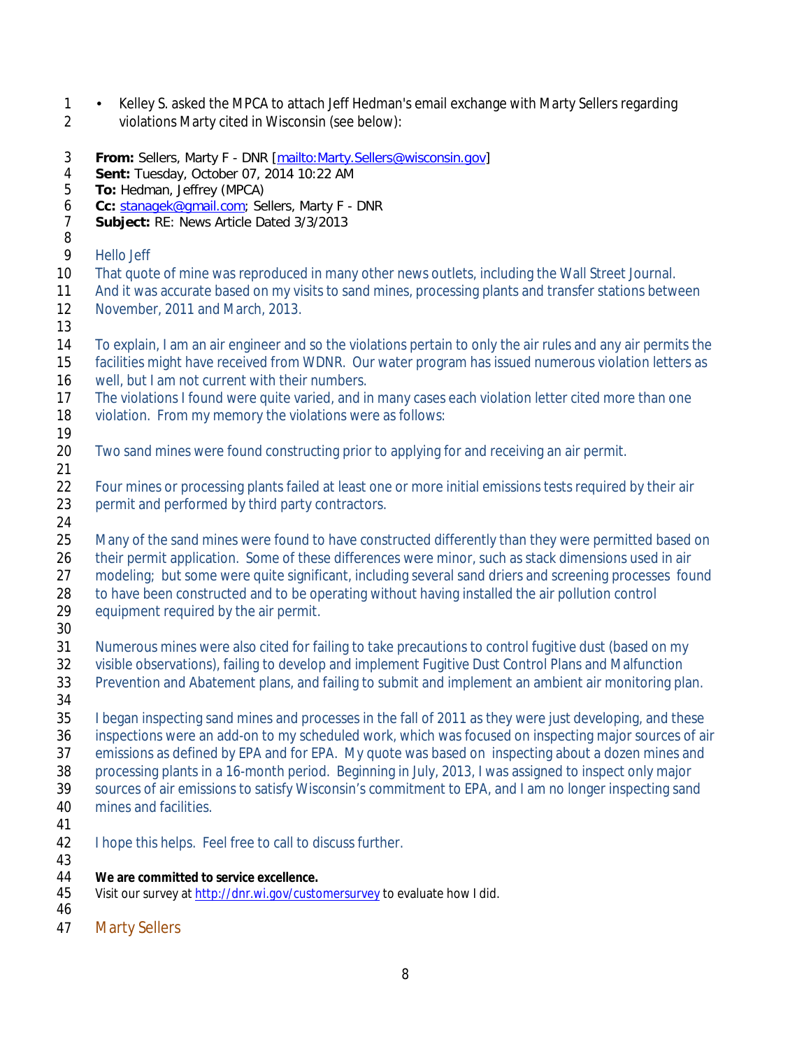- Kelley S. asked the MPCA to attach Jeff Hedman's email exchange with Marty Sellers regarding violations Marty cited in Wisconsin (see below):

**From:** Sellers, Marty F - DNR [mailto:Marty.Sellers@wisconsin.gov]
**Sent:** Tuesday, October 07, 2014 10:22 AM
**To:** Hedman, Jeffrey (MPCA)
**Cc:** stanagek@gmail.com; Sellers, Marty F - DNR
**Subject:** RE: News Article Dated 3/3/2013

Hello Jeff

That quote of mine was reproduced in many other news outlets, including the Wall Street Journal. And it was accurate based on my visits to sand mines, processing plants and transfer stations between November, 2011 and March, 2013.

To explain, I am an air engineer and so the violations pertain to only the air rules and any air permits the facilities might have received from WDNR. Our water program has issued numerous violation letters as well, but I am not current with their numbers.

The violations I found were quite varied, and in many cases each violation letter cited more than one violation. From my memory the violations were as follows:

Two sand mines were found constructing prior to applying for and receiving an air permit.

Four mines or processing plants failed at least one or more initial emissions tests required by their air permit and performed by third party contractors.

Many of the sand mines were found to have constructed differently than they were permitted based on their permit application. Some of these differences were minor, such as stack dimensions used in air modeling; but some were quite significant, including several sand driers and screening processes found to have been constructed and to be operating without having installed the air pollution control equipment required by the air permit.

Numerous mines were also cited for failing to take precautions to control fugitive dust (based on my visible observations), failing to develop and implement Fugitive Dust Control Plans and Malfunction Prevention and Abatement plans, and failing to submit and implement an ambient air monitoring plan.

I began inspecting sand mines and processes in the fall of 2011 as they were just developing, and these inspections were an add-on to my scheduled work, which was focused on inspecting major sources of air emissions as defined by EPA and for EPA. My quote was based on inspecting about a dozen mines and processing plants in a 16-month period. Beginning in July, 2013, I was assigned to inspect only major sources of air emissions to satisfy Wisconsin's commitment to EPA, and I am no longer inspecting sand mines and facilities.

I hope this helps. Feel free to call to discuss further.

**We are committed to service excellence.**
Visit our survey at http://dnr.wi.gov/customersurvey to evaluate how I did.

Marty Sellers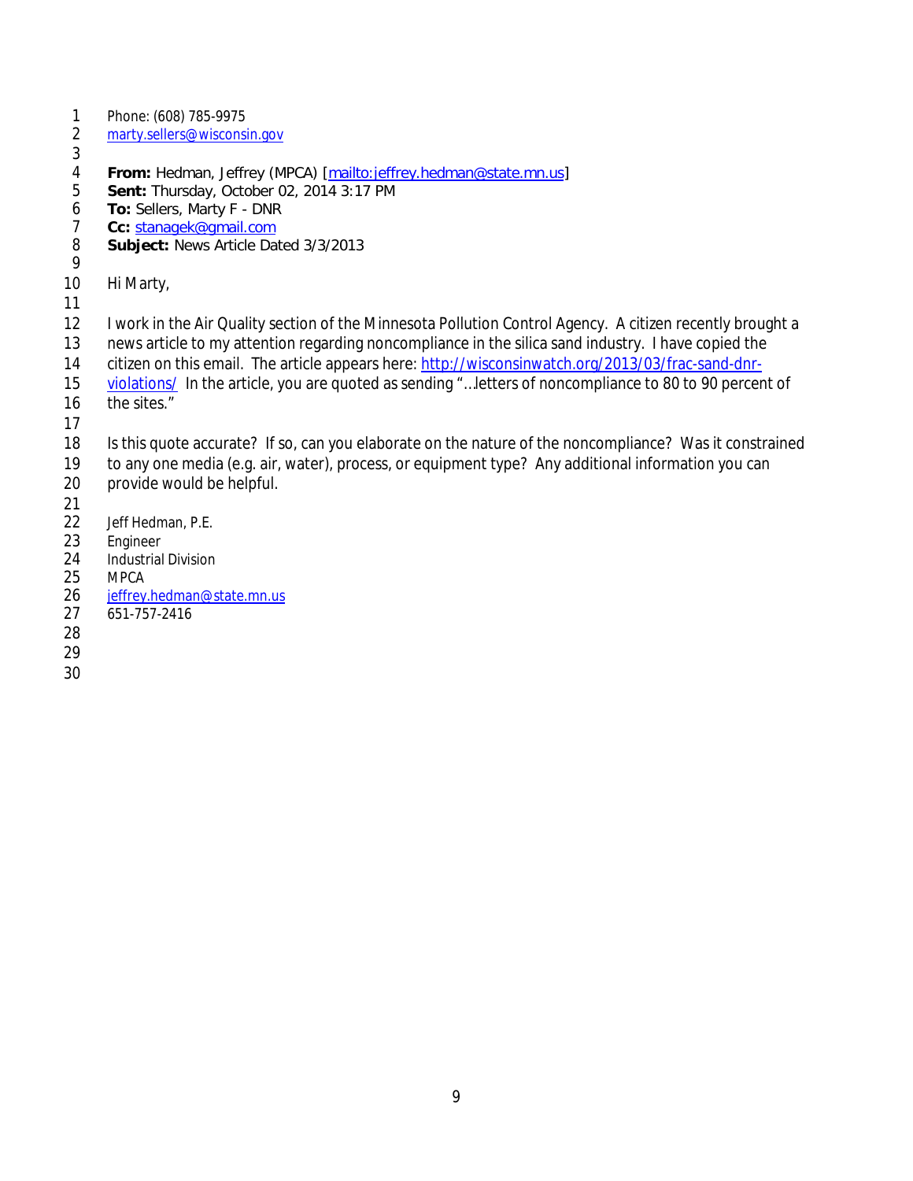Phone: (608) 785-9975
marty.sellers@wisconsin.gov

**From:** Hedman, Jeffrey (MPCA) [mailto:jeffrey.hedman@state.mn.us]
**Sent:** Thursday, October 02, 2014 3:17 PM
**To:** Sellers, Marty F - DNR
**Cc:** stanagek@gmail.com
**Subject:** News Article Dated 3/3/2013

Hi Marty,

I work in the Air Quality section of the Minnesota Pollution Control Agency. A citizen recently brought a news article to my attention regarding noncompliance in the silica sand industry. I have copied the citizen on this email. The article appears here: http://wisconsinwatch.org/2013/03/frac-sand-dnr-violations/ In the article, you are quoted as sending "…letters of noncompliance to 80 to 90 percent of the sites."

Is this quote accurate? If so, can you elaborate on the nature of the noncompliance? Was it constrained to any one media (e.g. air, water), process, or equipment type? Any additional information you can provide would be helpful.

Jeff Hedman, P.E.
Engineer
Industrial Division
MPCA
jeffrey.hedman@state.mn.us
651-757-2416